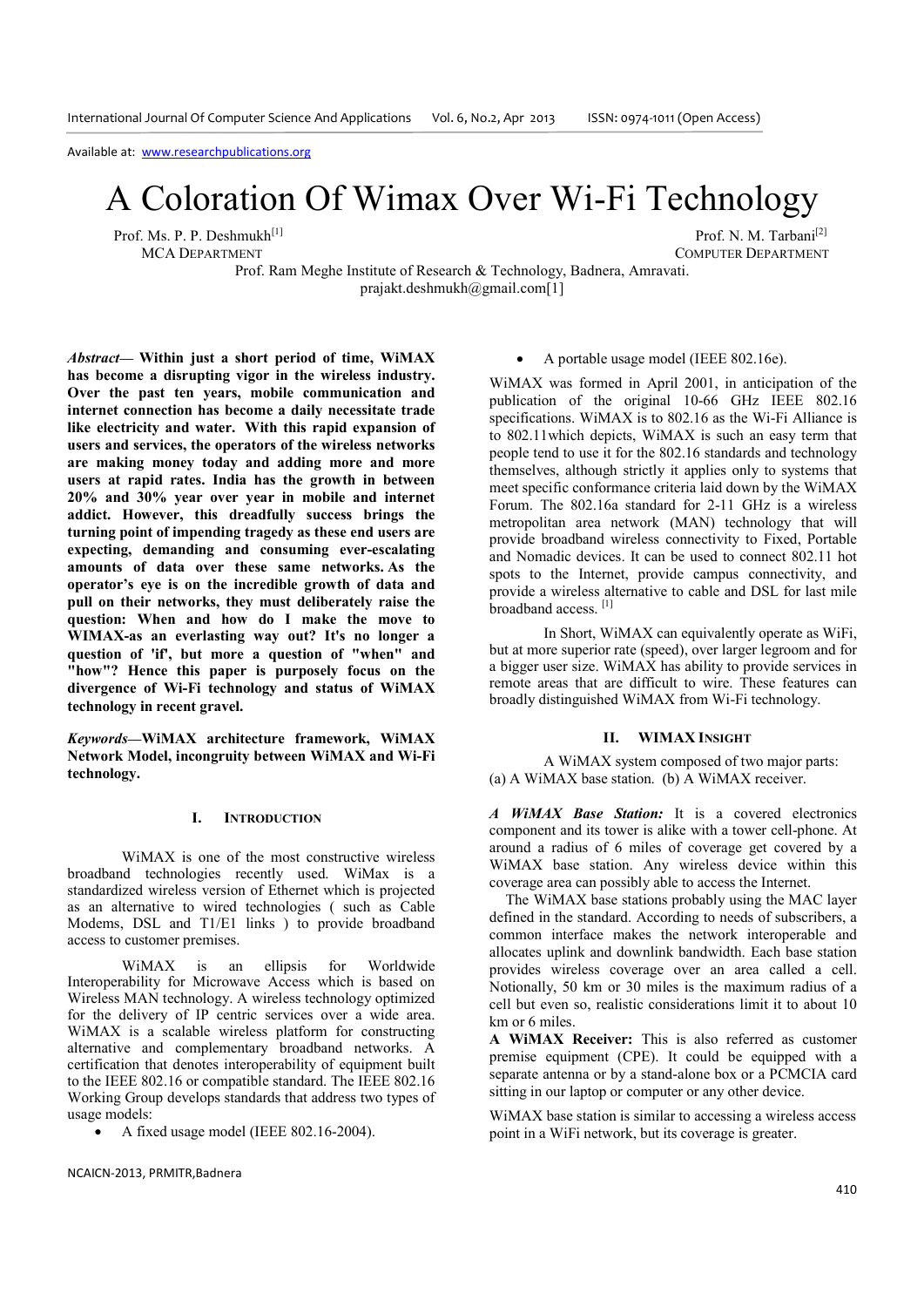Available at: www.researchpublications.org

# A Coloration Of Wimax Over Wi-Fi Technology

Prof. Ms. P. P. Deshmukh[1]
MCA Department

Prof. N. M. Tarbani[2]
Computer Department

Prof. Ram Meghe Institute of Research & Technology, Badnera, Amravati.
prajakt.deshmukh@gmail.com[1]

***Abstract*— Within just a short period of time, WiMAX has become a disrupting vigor in the wireless industry. Over the past ten years, mobile communication and internet connection has become a daily necessitate trade like electricity and water. With this rapid expansion of users and services, the operators of the wireless networks are making money today and adding more and more users at rapid rates. India has the growth in between 20% and 30% year over year in mobile and internet addict. However, this dreadfully success brings the turning point of impending tragedy as these end users are expecting, demanding and consuming ever-escalating amounts of data over these same networks. As the operator's eye is on the incredible growth of data and pull on their networks, they must deliberately raise the question: When and how do I make the move to WIMAX-as an everlasting way out? It's no longer a question of 'if', but more a question of "when" and "how"? Hence this paper is purposely focus on the divergence of Wi-Fi technology and status of WiMAX technology in recent gravel.**

***Keywords*—WiMAX architecture framework, WiMAX Network Model, incongruity between WiMAX and Wi-Fi technology.**

## I. Introduction

WiMAX is one of the most constructive wireless broadband technologies recently used. WiMax is a standardized wireless version of Ethernet which is projected as an alternative to wired technologies ( such as Cable Modems, DSL and T1/E1 links ) to provide broadband access to customer premises.

WiMAX is an ellipsis for Worldwide Interoperability for Microwave Access which is based on Wireless MAN technology. A wireless technology optimized for the delivery of IP centric services over a wide area. WiMAX is a scalable wireless platform for constructing alternative and complementary broadband networks. A certification that denotes interoperability of equipment built to the IEEE 802.16 or compatible standard. The IEEE 802.16 Working Group develops standards that address two types of usage models:

- A fixed usage model (IEEE 802.16-2004).
- A portable usage model (IEEE 802.16e).

WiMAX was formed in April 2001, in anticipation of the publication of the original 10-66 GHz IEEE 802.16 specifications. WiMAX is to 802.16 as the Wi-Fi Alliance is to 802.11which depicts, WiMAX is such an easy term that people tend to use it for the 802.16 standards and technology themselves, although strictly it applies only to systems that meet specific conformance criteria laid down by the WiMAX Forum. The 802.16a standard for 2-11 GHz is a wireless metropolitan area network (MAN) technology that will provide broadband wireless connectivity to Fixed, Portable and Nomadic devices. It can be used to connect 802.11 hot spots to the Internet, provide campus connectivity, and provide a wireless alternative to cable and DSL for last mile broadband access. [1]

In Short, WiMAX can equivalently operate as WiFi, but at more superior rate (speed), over larger legroom and for a bigger user size. WiMAX has ability to provide services in remote areas that are difficult to wire. These features can broadly distinguished WiMAX from Wi-Fi technology.

## II. WiMAX Insight

A WiMAX system composed of two major parts:
(a) A WiMAX base station. (b) A WiMAX receiver.

***A WiMAX Base Station:*** It is a covered electronics component and its tower is alike with a tower cell-phone. At around a radius of 6 miles of coverage get covered by a WiMAX base station. Any wireless device within this coverage area can possibly able to access the Internet.

The WiMAX base stations probably using the MAC layer defined in the standard. According to needs of subscribers, a common interface makes the network interoperable and allocates uplink and downlink bandwidth. Each base station provides wireless coverage over an area called a cell. Notionally, 50 km or 30 miles is the maximum radius of a cell but even so, realistic considerations limit it to about 10 km or 6 miles.

**A WiMAX Receiver:** This is also referred as customer premise equipment (CPE). It could be equipped with a separate antenna or by a stand-alone box or a PCMCIA card sitting in our laptop or computer or any other device.

WiMAX base station is similar to accessing a wireless access point in a WiFi network, but its coverage is greater.

NCAICN-2013, PRMITR,Badnera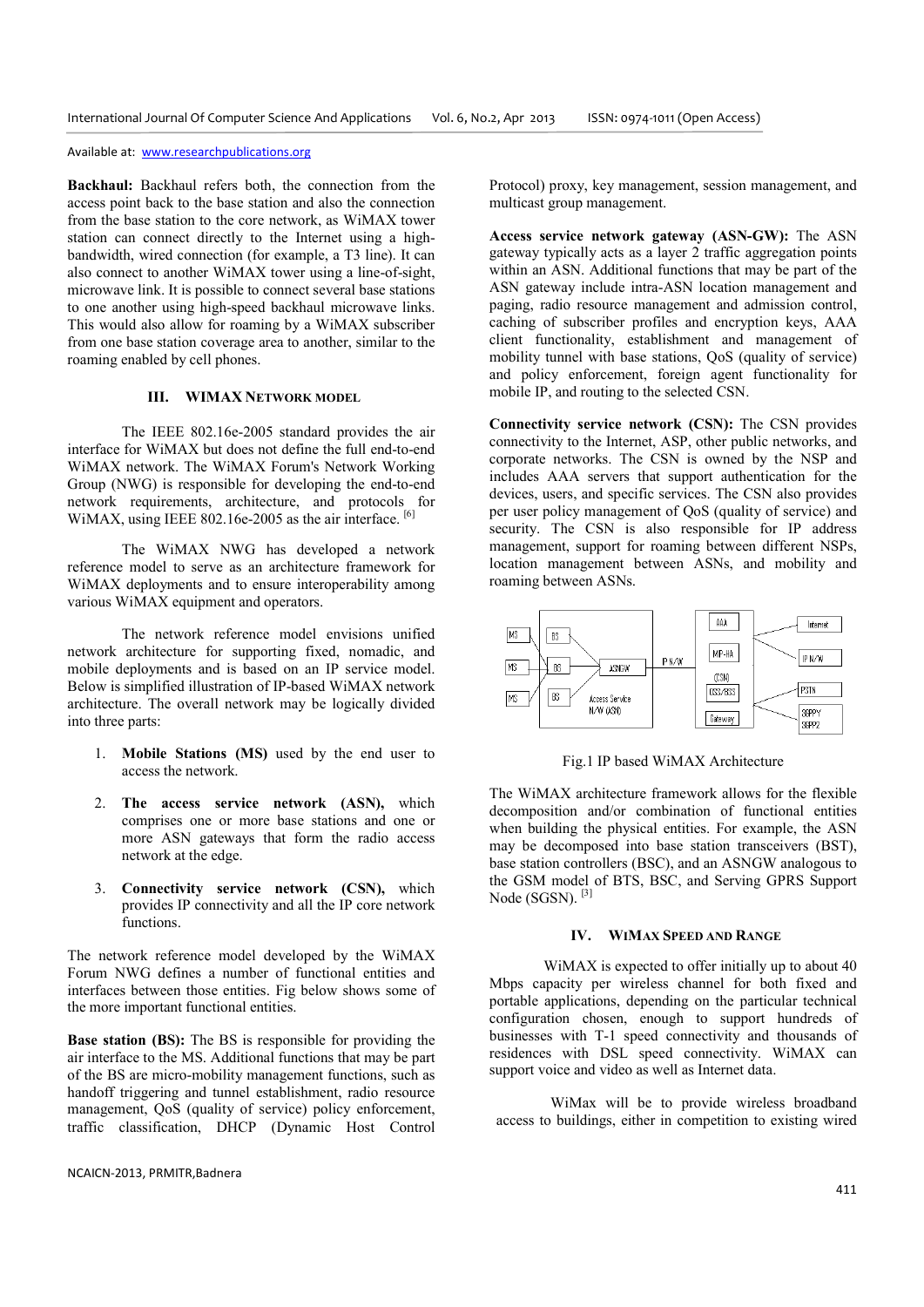**Backhaul:** Backhaul refers both, the connection from the access point back to the base station and also the connection from the base station to the core network, as WiMAX tower station can connect directly to the Internet using a high-bandwidth, wired connection (for example, a T3 line). It can also connect to another WiMAX tower using a line-of-sight, microwave link. It is possible to connect several base stations to one another using high-speed backhaul microwave links. This would also allow for roaming by a WiMAX subscriber from one base station coverage area to another, similar to the roaming enabled by cell phones.

## III. WIMAX NETWORK MODEL

The IEEE 802.16e-2005 standard provides the air interface for WiMAX but does not define the full end-to-end WiMAX network. The WiMAX Forum's Network Working Group (NWG) is responsible for developing the end-to-end network requirements, architecture, and protocols for WiMAX, using IEEE 802.16e-2005 as the air interface. [6]

The WiMAX NWG has developed a network reference model to serve as an architecture framework for WiMAX deployments and to ensure interoperability among various WiMAX equipment and operators.

The network reference model envisions unified network architecture for supporting fixed, nomadic, and mobile deployments and is based on an IP service model. Below is simplified illustration of IP-based WiMAX network architecture. The overall network may be logically divided into three parts:

1. **Mobile Stations (MS)** used by the end user to access the network.
2. **The access service network (ASN),** which comprises one or more base stations and one or more ASN gateways that form the radio access network at the edge.
3. **Connectivity service network (CSN),** which provides IP connectivity and all the IP core network functions.

The network reference model developed by the WiMAX Forum NWG defines a number of functional entities and interfaces between those entities. Fig below shows some of the more important functional entities.

**Base station (BS):** The BS is responsible for providing the air interface to the MS. Additional functions that may be part of the BS are micro-mobility management functions, such as handoff triggering and tunnel establishment, radio resource management, QoS (quality of service) policy enforcement, traffic classification, DHCP (Dynamic Host Control Protocol) proxy, key management, session management, and multicast group management.

**Access service network gateway (ASN-GW):** The ASN gateway typically acts as a layer 2 traffic aggregation points within an ASN. Additional functions that may be part of the ASN gateway include intra-ASN location management and paging, radio resource management and admission control, caching of subscriber profiles and encryption keys, AAA client functionality, establishment and management of mobility tunnel with base stations, QoS (quality of service) and policy enforcement, foreign agent functionality for mobile IP, and routing to the selected CSN.

**Connectivity service network (CSN):** The CSN provides connectivity to the Internet, ASP, other public networks, and corporate networks. The CSN is owned by the NSP and includes AAA servers that support authentication for the devices, users, and specific services. The CSN also provides per user policy management of QoS (quality of service) and security. The CSN is also responsible for IP address management, support for roaming between different NSPs, location management between ASNs, and mobility and roaming between ASNs.

Fig.1 IP based WiMAX Architecture

The WiMAX architecture framework allows for the flexible decomposition and/or combination of functional entities when building the physical entities. For example, the ASN may be decomposed into base station transceivers (BST), base station controllers (BSC), and an ASNGW analogous to the GSM model of BTS, BSC, and Serving GPRS Support Node (SGSN). [3]

## IV. WIMAX SPEED AND RANGE

WiMAX is expected to offer initially up to about 40 Mbps capacity per wireless channel for both fixed and portable applications, depending on the particular technical configuration chosen, enough to support hundreds of businesses with T-1 speed connectivity and thousands of residences with DSL speed connectivity. WiMAX can support voice and video as well as Internet data.

WiMax will be to provide wireless broadband access to buildings, either in competition to existing wired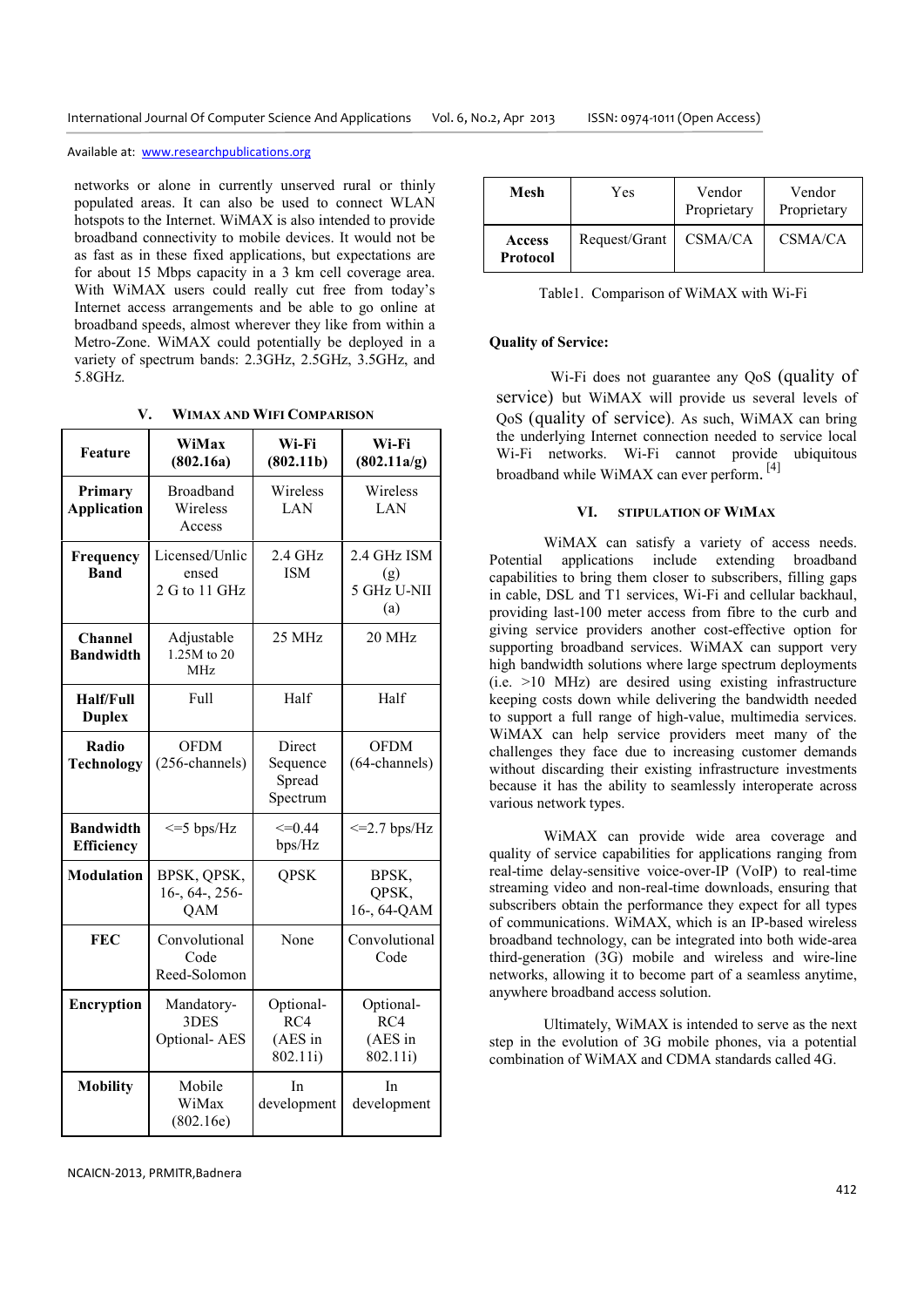networks or alone in currently unserved rural or thinly populated areas. It can also be used to connect WLAN hotspots to the Internet. WiMAX is also intended to provide broadband connectivity to mobile devices. It would not be as fast as in these fixed applications, but expectations are for about 15 Mbps capacity in a 3 km cell coverage area. With WiMAX users could really cut free from today's Internet access arrangements and be able to go online at broadband speeds, almost wherever they like from within a Metro-Zone. WiMAX could potentially be deployed in a variety of spectrum bands: 2.3GHz, 2.5GHz, 3.5GHz, and 5.8GHz.

## V. WiMAX and WiFi Comparison

| Feature | WiMax (802.16a) | Wi-Fi (802.11b) | Wi-Fi (802.11a/g) |
|---|---|---|---|
| **Primary Application** | Broadband Wireless Access | Wireless LAN | Wireless LAN |
| **Frequency Band** | Licensed/Unlicensed 2 G to 11 GHz | 2.4 GHz ISM | 2.4 GHz ISM (g) 5 GHz U-NII (a) |
| **Channel Bandwidth** | Adjustable 1.25M to 20 MHz | 25 MHz | 20 MHz |
| **Half/Full Duplex** | Full | Half | Half |
| **Radio Technology** | OFDM (256-channels) | Direct Sequence Spread Spectrum | OFDM (64-channels) |
| **Bandwidth Efficiency** | <=5 bps/Hz | <=0.44 bps/Hz | <=2.7 bps/Hz |
| **Modulation** | BPSK, QPSK, 16-, 64-, 256-QAM | QPSK | BPSK, QPSK, 16-, 64-QAM |
| **FEC** | Convolutional Code Reed-Solomon | None | Convolutional Code |
| **Encryption** | Mandatory-3DES Optional- AES | Optional-RC4 (AES in 802.11i) | Optional-RC4 (AES in 802.11i) |
| **Mobility** | Mobile WiMax (802.16e) | In development | In development |
| **Mesh** | Yes | Vendor Proprietary | Vendor Proprietary |
| **Access Protocol** | Request/Grant | CSMA/CA | CSMA/CA |

Table1. Comparison of WiMAX with Wi-Fi

**Quality of Service:**

Wi-Fi does not guarantee any QoS (quality of service) but WiMAX will provide us several levels of QoS (quality of service). As such, WiMAX can bring the underlying Internet connection needed to service local Wi-Fi networks. Wi-Fi cannot provide ubiquitous broadband while WiMAX can ever perform. [4]

## VI. Stipulation of WiMAX

WiMAX can satisfy a variety of access needs. Potential applications include extending broadband capabilities to bring them closer to subscribers, filling gaps in cable, DSL and T1 services, Wi-Fi and cellular backhaul, providing last-100 meter access from fibre to the curb and giving service providers another cost-effective option for supporting broadband services. WiMAX can support very high bandwidth solutions where large spectrum deployments (i.e. >10 MHz) are desired using existing infrastructure keeping costs down while delivering the bandwidth needed to support a full range of high-value, multimedia services. WiMAX can help service providers meet many of the challenges they face due to increasing customer demands without discarding their existing infrastructure investments because it has the ability to seamlessly interoperate across various network types.

WiMAX can provide wide area coverage and quality of service capabilities for applications ranging from real-time delay-sensitive voice-over-IP (VoIP) to real-time streaming video and non-real-time downloads, ensuring that subscribers obtain the performance they expect for all types of communications. WiMAX, which is an IP-based wireless broadband technology, can be integrated into both wide-area third-generation (3G) mobile and wireless and wire-line networks, allowing it to become part of a seamless anytime, anywhere broadband access solution.

Ultimately, WiMAX is intended to serve as the next step in the evolution of 3G mobile phones, via a potential combination of WiMAX and CDMA standards called 4G.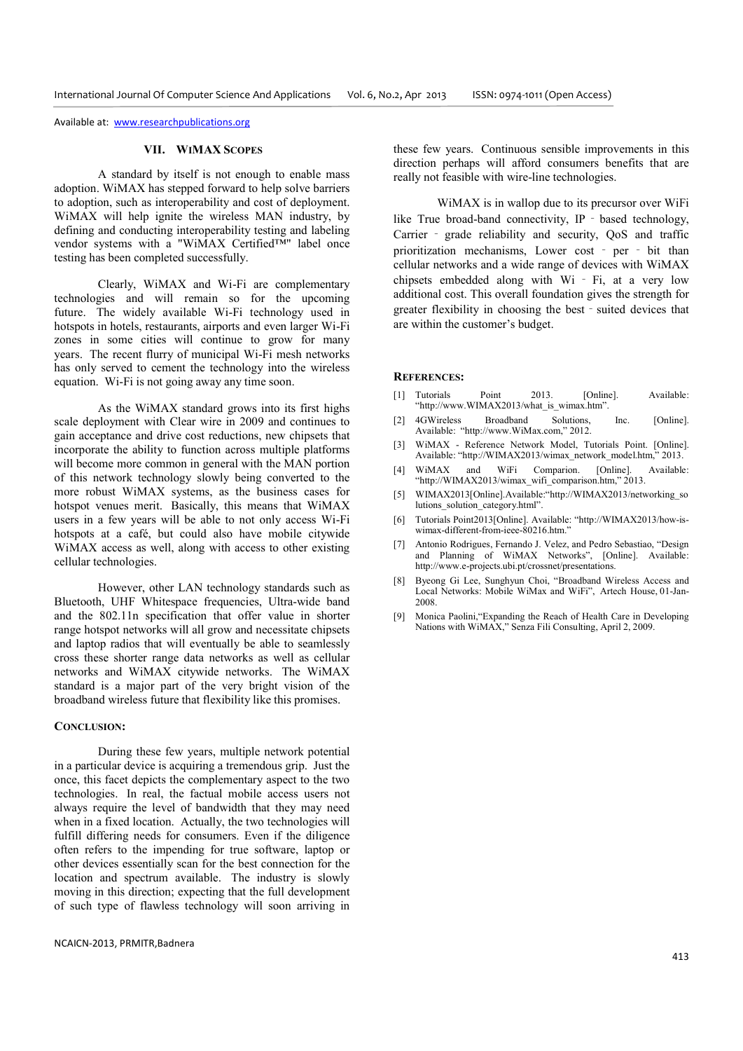## VII. WiMAX Scopes

A standard by itself is not enough to enable mass adoption. WiMAX has stepped forward to help solve barriers to adoption, such as interoperability and cost of deployment. WiMAX will help ignite the wireless MAN industry, by defining and conducting interoperability testing and labeling vendor systems with a "WiMAX Certified™" label once testing has been completed successfully.

Clearly, WiMAX and Wi-Fi are complementary technologies and will remain so for the upcoming future. The widely available Wi-Fi technology used in hotspots in hotels, restaurants, airports and even larger Wi-Fi zones in some cities will continue to grow for many years. The recent flurry of municipal Wi-Fi mesh networks has only served to cement the technology into the wireless equation. Wi-Fi is not going away any time soon.

As the WiMAX standard grows into its first highs scale deployment with Clear wire in 2009 and continues to gain acceptance and drive cost reductions, new chipsets that incorporate the ability to function across multiple platforms will become more common in general with the MAN portion of this network technology slowly being converted to the more robust WiMAX systems, as the business cases for hotspot venues merit. Basically, this means that WiMAX users in a few years will be able to not only access Wi-Fi hotspots at a café, but could also have mobile citywide WiMAX access as well, along with access to other existing cellular technologies.

However, other LAN technology standards such as Bluetooth, UHF Whitespace frequencies, Ultra-wide band and the 802.11n specification that offer value in shorter range hotspot networks will all grow and necessitate chipsets and laptop radios that will eventually be able to seamlessly cross these shorter range data networks as well as cellular networks and WiMAX citywide networks. The WiMAX standard is a major part of the very bright vision of the broadband wireless future that flexibility like this promises.

## Conclusion:

During these few years, multiple network potential in a particular device is acquiring a tremendous grip. Just the once, this facet depicts the complementary aspect to the two technologies. In real, the factual mobile access users not always require the level of bandwidth that they may need when in a fixed location. Actually, the two technologies will fulfill differing needs for consumers. Even if the diligence often refers to the impending for true software, laptop or other devices essentially scan for the best connection for the location and spectrum available. The industry is slowly moving in this direction; expecting that the full development of such type of flawless technology will soon arriving in these few years. Continuous sensible improvements in this direction perhaps will afford consumers benefits that are really not feasible with wire-line technologies.

WiMAX is in wallop due to its precursor over WiFi like True broad-band connectivity, IP - based technology, Carrier - grade reliability and security, QoS and traffic prioritization mechanisms, Lower cost - per - bit than cellular networks and a wide range of devices with WiMAX chipsets embedded along with Wi - Fi, at a very low additional cost. This overall foundation gives the strength for greater flexibility in choosing the best - suited devices that are within the customer's budget.

## References:

[1] Tutorials Point 2013. [Online]. Available: "http://www.WIMAX2013/what_is_wimax.htm".

[2] 4GWireless Broadband Solutions, Inc. [Online]. Available: "http://www.WiMax.com," 2012.

[3] WiMAX - Reference Network Model, Tutorials Point. [Online]. Available: "http://WIMAX2013/wimax_network_model.htm," 2013.

[4] WiMAX and WiFi Comparion. [Online]. Available: "http://WIMAX2013/wimax_wifi_comparison.htm," 2013.

[5] WIMAX2013[Online].Available:"http://WIMAX2013/networking_solutions_solution_category.html".

[6] Tutorials Point2013[Online]. Available: "http://WIMAX2013/how-is-wimax-different-from-ieee-80216.htm."

[7] Antonio Rodrigues, Fernando J. Velez, and Pedro Sebastiao, "Design and Planning of WiMAX Networks", [Online]. Available: http://www.e-projects.ubi.pt/crossnet/presentations.

[8] Byeong Gi Lee, Sunghyun Choi, "Broadband Wireless Access and Local Networks: Mobile WiMax and WiFi", Artech House, 01-Jan-2008.

[9] Monica Paolini,"Expanding the Reach of Health Care in Developing Nations with WiMAX," Senza Fili Consulting, April 2, 2009.